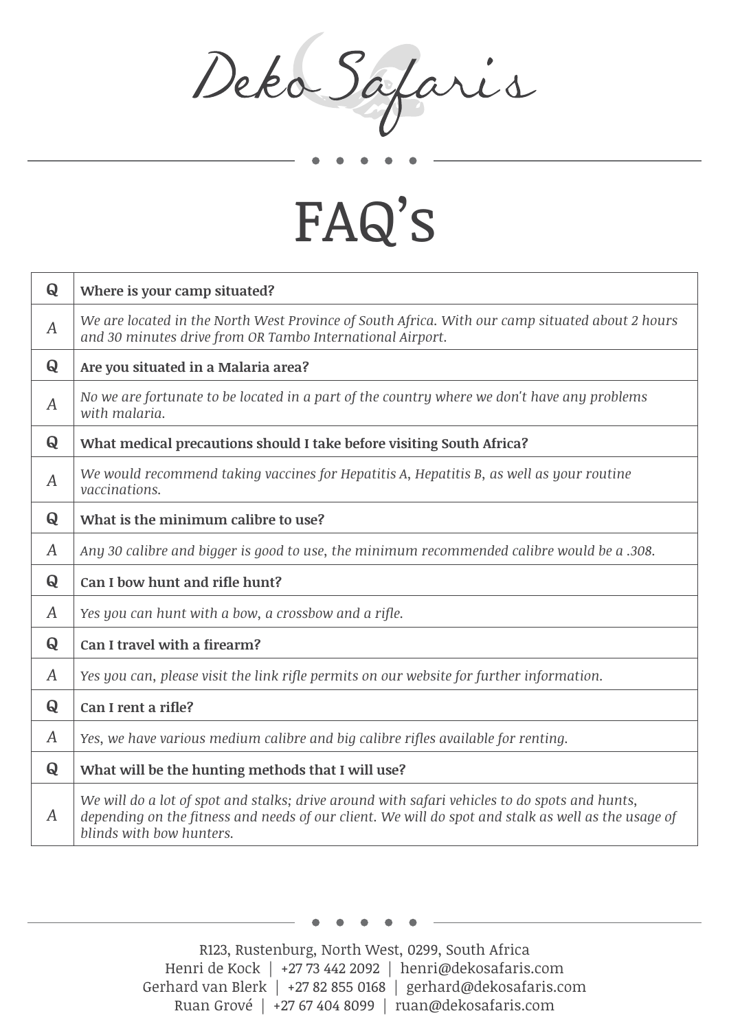# Deko Safaris

## FAQ's

| | |
|---|---|
| **Q** | **Where is your camp situated?** |
| *A* | *We are located in the North West Province of South Africa. With our camp situated about 2 hours and 30 minutes drive from OR Tambo International Airport.* |
| **Q** | **Are you situated in a Malaria area?** |
| *A* | *No we are fortunate to be located in a part of the country where we don't have any problems with malaria.* |
| **Q** | **What medical precautions should I take before visiting South Africa?** |
| *A* | *We would recommend taking vaccines for Hepatitis A, Hepatitis B, as well as your routine vaccinations.* |
| **Q** | **What is the minimum calibre to use?** |
| *A* | *Any 30 calibre and bigger is good to use, the minimum recommended calibre would be a .308.* |
| **Q** | **Can I bow hunt and rifle hunt?** |
| *A* | *Yes you can hunt with a bow, a crossbow and a rifle.* |
| **Q** | **Can I travel with a firearm?** |
| *A* | *Yes you can, please visit the link rifle permits on our website for further information.* |
| **Q** | **Can I rent a rifle?** |
| *A* | *Yes, we have various medium calibre and big calibre rifles available for renting.* |
| **Q** | **What will be the hunting methods that I will use?** |
| *A* | *We will do a lot of spot and stalks; drive around with safari vehicles to do spots and hunts, depending on the fitness and needs of our client. We will do spot and stalk as well as the usage of blinds with bow hunters.* |

R123, Rustenburg, North West, 0299, South Africa
Henri de Kock | +27 73 442 2092 | henri@dekosafaris.com
Gerhard van Blerk | +27 82 855 0168 | gerhard@dekosafaris.com
Ruan Grové | +27 67 404 8099 | ruan@dekosafaris.com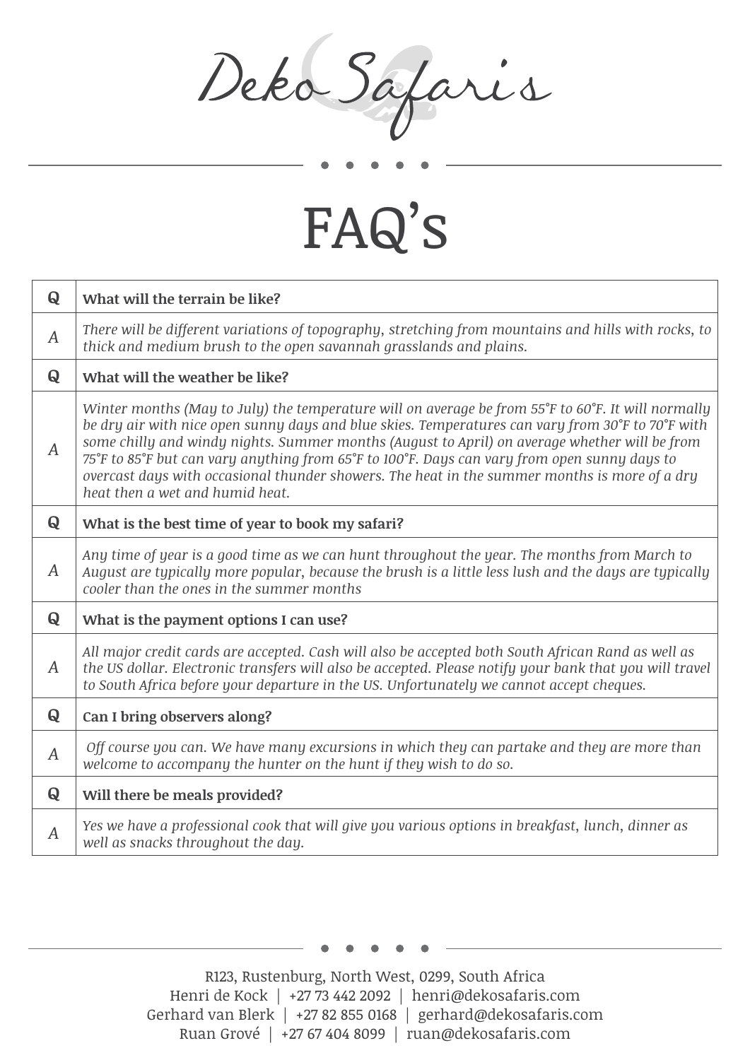Deko Safaris

# FAQ's

| Q | **What will the terrain be like?** |
|---|---|
| *A* | *There will be different variations of topography, stretching from mountains and hills with rocks, to thick and medium brush to the open savannah grasslands and plains.* |
| **Q** | **What will the weather be like?** |
| *A* | *Winter months (May to July) the temperature will on average be from 55˚F to 60˚F. It will normally be dry air with nice open sunny days and blue skies. Temperatures can vary from 30˚F to 70˚F with some chilly and windy nights. Summer months (August to April) on average whether will be from 75˚F to 85˚F but can vary anything from 65˚F to 100˚F. Days can vary from open sunny days to overcast days with occasional thunder showers. The heat in the summer months is more of a dry heat then a wet and humid heat.* |
| **Q** | **What is the best time of year to book my safari?** |
| *A* | *Any time of year is a good time as we can hunt throughout the year. The months from March to August are typically more popular, because the brush is a little less lush and the days are typically cooler than the ones in the summer months* |
| **Q** | **What is the payment options I can use?** |
| *A* | *All major credit cards are accepted. Cash will also be accepted both South African Rand as well as the US dollar. Electronic transfers will also be accepted. Please notify your bank that you will travel to South Africa before your departure in the US. Unfortunately we cannot accept cheques.* |
| **Q** | **Can I bring observers along?** |
| *A* | *Off course you can. We have many excursions in which they can partake and they are more than welcome to accompany the hunter on the hunt if they wish to do so.* |
| **Q** | **Will there be meals provided?** |
| *A* | *Yes we have a professional cook that will give you various options in breakfast, lunch, dinner as well as snacks throughout the day.* |

R123, Rustenburg, North West, 0299, South Africa
Henri de Kock | +27 73 442 2092 | henri@dekosafaris.com
Gerhard van Blerk | +27 82 855 0168 | gerhard@dekosafaris.com
Ruan Grové | +27 67 404 8099 | ruan@dekosafaris.com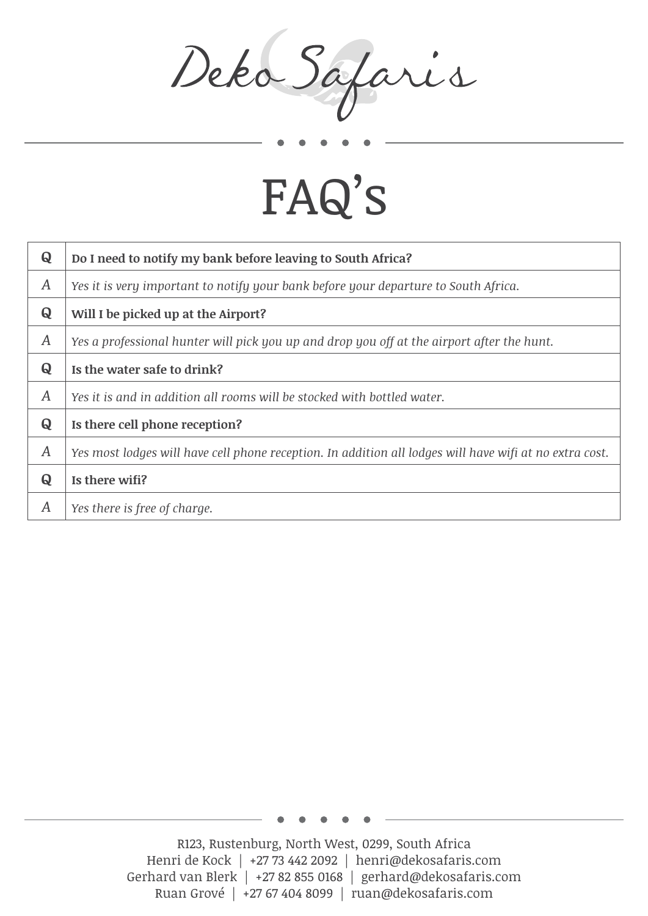Deko Safaris

# FAQ’s

| | |
|---|---|
| **Q** | **Do I need to notify my bank before leaving to South Africa?** |
| *A* | *Yes it is very important to notify your bank before your departure to South Africa.* |
| **Q** | **Will I be picked up at the Airport?** |
| *A* | *Yes a professional hunter will pick you up and drop you off at the airport after the hunt.* |
| **Q** | **Is the water safe to drink?** |
| *A* | *Yes it is and in addition all rooms will be stocked with bottled water.* |
| **Q** | **Is there cell phone reception?** |
| *A* | *Yes most lodges will have cell phone reception. In addition all lodges will have wifi at no extra cost.* |
| **Q** | **Is there wifi?** |
| *A* | *Yes there is free of charge.* |

R123, Rustenburg, North West, 0299, South Africa
Henri de Kock | +27 73 442 2092 | henri@dekosafaris.com
Gerhard van Blerk | +27 82 855 0168 | gerhard@dekosafaris.com
Ruan Grové | +27 67 404 8099 | ruan@dekosafaris.com